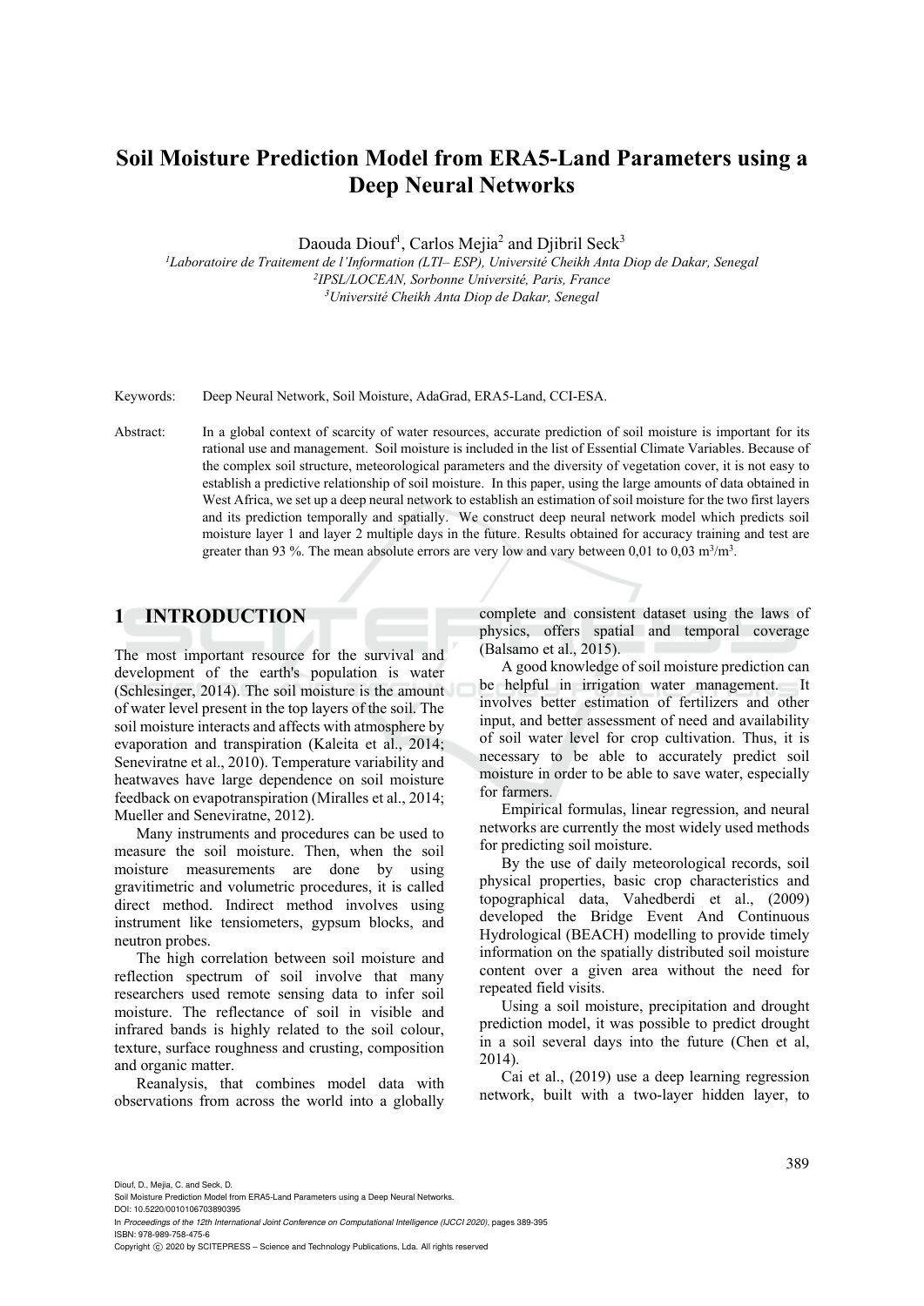# Soil Moisture Prediction Model from ERA5-Land Parameters using a Deep Neural Networks

Daouda Diouf[1], Carlos Mejia[2] and Djibril Seck[3]

[1]*Laboratoire de Traitement de l'Information (LTI– ESP), Université Cheikh Anta Diop de Dakar, Senegal*
[2]*IPSL/LOCEAN, Sorbonne Université, Paris, France*
[3]*Université Cheikh Anta Diop de Dakar, Senegal*

Keywords: Deep Neural Network, Soil Moisture, AdaGrad, ERA5-Land, CCI-ESA.

Abstract: In a global context of scarcity of water resources, accurate prediction of soil moisture is important for its rational use and management. Soil moisture is included in the list of Essential Climate Variables. Because of the complex soil structure, meteorological parameters and the diversity of vegetation cover, it is not easy to establish a predictive relationship of soil moisture. In this paper, using the large amounts of data obtained in West Africa, we set up a deep neural network to establish an estimation of soil moisture for the two first layers and its prediction temporally and spatially. We construct deep neural network model which predicts soil moisture layer 1 and layer 2 multiple days in the future. Results obtained for accuracy training and test are greater than 93 %. The mean absolute errors are very low and vary between 0,01 to 0,03 $m^3/m^3$.

## 1 INTRODUCTION

The most important resource for the survival and development of the earth's population is water (Schlesinger, 2014). The soil moisture is the amount of water level present in the top layers of the soil. The soil moisture interacts and affects with atmosphere by evaporation and transpiration (Kaleita et al., 2014; Seneviratne et al., 2010). Temperature variability and heatwaves have large dependence on soil moisture feedback on evapotranspiration (Miralles et al., 2014; Mueller and Seneviratne, 2012).

Many instruments and procedures can be used to measure the soil moisture. Then, when the soil moisture measurements are done by using gravitimetric and volumetric procedures, it is called direct method. Indirect method involves using instrument like tensiometers, gypsum blocks, and neutron probes.

The high correlation between soil moisture and reflection spectrum of soil involve that many researchers used remote sensing data to infer soil moisture. The reflectance of soil in visible and infrared bands is highly related to the soil colour, texture, surface roughness and crusting, composition and organic matter.

Reanalysis, that combines model data with observations from across the world into a globally complete and consistent dataset using the laws of physics, offers spatial and temporal coverage (Balsamo et al., 2015).

A good knowledge of soil moisture prediction can be helpful in irrigation water management. It involves better estimation of fertilizers and other input, and better assessment of need and availability of soil water level for crop cultivation. Thus, it is necessary to be able to accurately predict soil moisture in order to be able to save water, especially for farmers.

Empirical formulas, linear regression, and neural networks are currently the most widely used methods for predicting soil moisture.

By the use of daily meteorological records, soil physical properties, basic crop characteristics and topographical data, Vahedberdi et al., (2009) developed the Bridge Event And Continuous Hydrological (BEACH) modelling to provide timely information on the spatially distributed soil moisture content over a given area without the need for repeated field visits.

Using a soil moisture, precipitation and drought prediction model, it was possible to predict drought in a soil several days into the future (Chen et al, 2014).

Cai et al., (2019) use a deep learning regression network, built with a two-layer hidden layer, to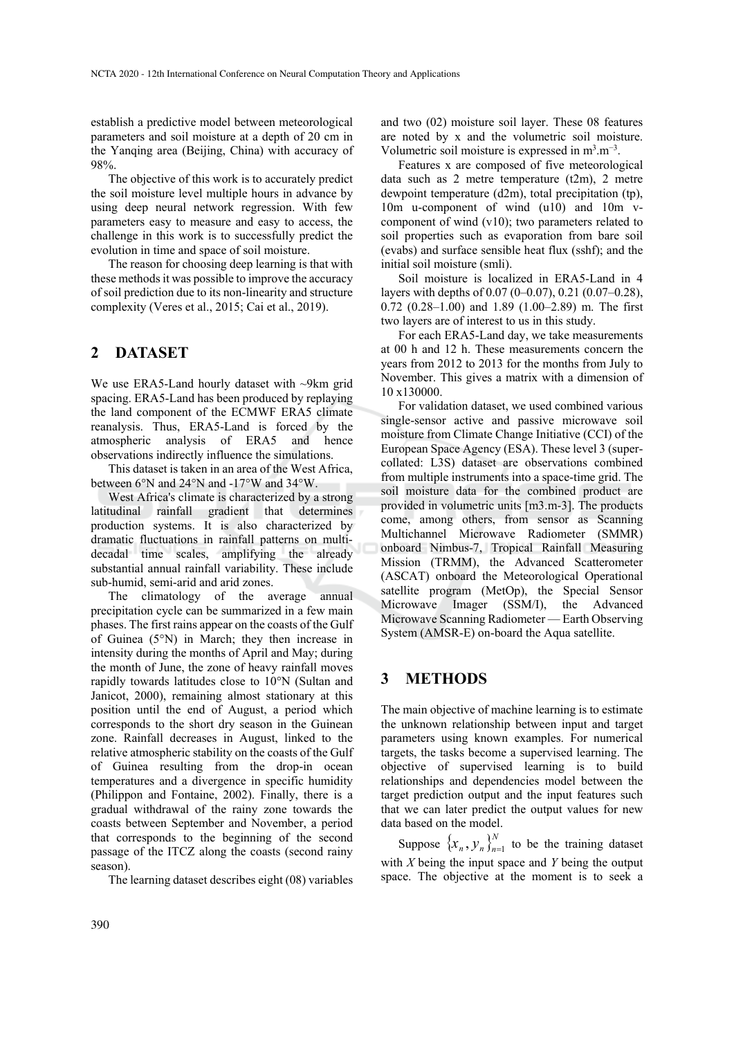establish a predictive model between meteorological parameters and soil moisture at a depth of 20 cm in the Yanqing area (Beijing, China) with accuracy of 98%.

The objective of this work is to accurately predict the soil moisture level multiple hours in advance by using deep neural network regression. With few parameters easy to measure and easy to access, the challenge in this work is to successfully predict the evolution in time and space of soil moisture.

The reason for choosing deep learning is that with these methods it was possible to improve the accuracy of soil prediction due to its non-linearity and structure complexity (Veres et al., 2015; Cai et al., 2019).

## 2 DATASET

We use ERA5-Land hourly dataset with ~9km grid spacing. ERA5-Land has been produced by replaying the land component of the ECMWF ERA5 climate reanalysis. Thus, ERA5-Land is forced by the atmospheric analysis of ERA5 and hence observations indirectly influence the simulations.

This dataset is taken in an area of the West Africa, between 6°N and 24°N and -17°W and 34°W.

West Africa's climate is characterized by a strong latitudinal rainfall gradient that determines production systems. It is also characterized by dramatic fluctuations in rainfall patterns on multi-decadal time scales, amplifying the already substantial annual rainfall variability. These include sub-humid, semi-arid and arid zones.

The climatology of the average annual precipitation cycle can be summarized in a few main phases. The first rains appear on the coasts of the Gulf of Guinea (5°N) in March; they then increase in intensity during the months of April and May; during the month of June, the zone of heavy rainfall moves rapidly towards latitudes close to 10°N (Sultan and Janicot, 2000), remaining almost stationary at this position until the end of August, a period which corresponds to the short dry season in the Guinean zone. Rainfall decreases in August, linked to the relative atmospheric stability on the coasts of the Gulf of Guinea resulting from the drop-in ocean temperatures and a divergence in specific humidity (Philippon and Fontaine, 2002). Finally, there is a gradual withdrawal of the rainy zone towards the coasts between September and November, a period that corresponds to the beginning of the second passage of the ITCZ along the coasts (second rainy season).

The learning dataset describes eight (08) variables and two (02) moisture soil layer. These 08 features are noted by x and the volumetric soil moisture. Volumetric soil moisture is expressed in $m^3.m^{-3}$.

Features x are composed of five meteorological data such as 2 metre temperature (t2m), 2 metre dewpoint temperature (d2m), total precipitation (tp), 10m u-component of wind (u10) and 10m v-component of wind (v10); two parameters related to soil properties such as evaporation from bare soil (evabs) and surface sensible heat flux (sshf); and the initial soil moisture (smli).

Soil moisture is localized in ERA5-Land in 4 layers with depths of 0.07 (0–0.07), 0.21 (0.07–0.28), 0.72 (0.28–1.00) and 1.89 (1.00–2.89) m. The first two layers are of interest to us in this study.

For each ERA5-Land day, we take measurements at 00 h and 12 h. These measurements concern the years from 2012 to 2013 for the months from July to November. This gives a matrix with a dimension of 10 x130000.

For validation dataset, we used combined various single-sensor active and passive microwave soil moisture from Climate Change Initiative (CCI) of the European Space Agency (ESA). These level 3 (super-collated: L3S) dataset are observations combined from multiple instruments into a space-time grid. The soil moisture data for the combined product are provided in volumetric units [m3.m-3]. The products come, among others, from sensor as Scanning Multichannel Microwave Radiometer (SMMR) onboard Nimbus-7, Tropical Rainfall Measuring Mission (TRMM), the Advanced Scatterometer (ASCAT) onboard the Meteorological Operational satellite program (MetOp), the Special Sensor Microwave Imager (SSM/I), the Advanced Microwave Scanning Radiometer — Earth Observing System (AMSR-E) on-board the Aqua satellite.

## 3 METHODS

The main objective of machine learning is to estimate the unknown relationship between input and target parameters using known examples. For numerical targets, the tasks become a supervised learning. The objective of supervised learning is to build relationships and dependencies model between the target prediction output and the input features such that we can later predict the output values for new data based on the model.

Suppose $\{x_n, y_n\}_{n=1}^{N}$ to be the training dataset with $X$ being the input space and $Y$ being the output space. The objective at the moment is to seek a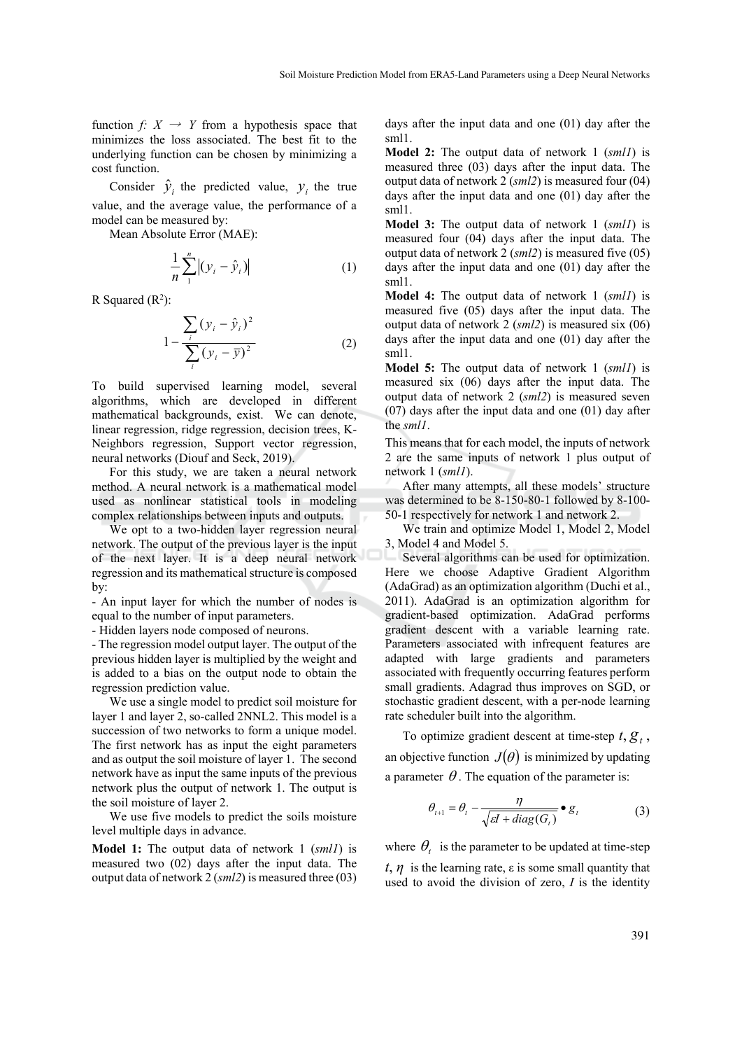function *f: X → Y* from a hypothesis space that minimizes the loss associated. The best fit to the underlying function can be chosen by minimizing a cost function.

Consider $\hat{y}_i$ the predicted value, $y_i$ the true value, and the average value, the performance of a model can be measured by:

Mean Absolute Error (MAE):

$$\frac{1}{n}\sum_{1}^{n}\left|(y_i - \hat{y}_i)\right| \tag{1}$$

R Squared ($R^2$):

$$1-\frac{\sum_{i}(y_i-\hat{y}_i)^2}{\sum_{i}(y_i-\overline{y})^2} \tag{2}$$

To build supervised learning model, several algorithms, which are developed in different mathematical backgrounds, exist. We can denote, linear regression, ridge regression, decision trees, K-Neighbors regression, Support vector regression, neural networks (Diouf and Seck, 2019).

For this study, we are taken a neural network method. A neural network is a mathematical model used as nonlinear statistical tools in modeling complex relationships between inputs and outputs.

We opt to a two-hidden layer regression neural network. The output of the previous layer is the input of the next layer. It is a deep neural network regression and its mathematical structure is composed by:

- An input layer for which the number of nodes is equal to the number of input parameters.
- Hidden layers node composed of neurons.
- The regression model output layer. The output of the previous hidden layer is multiplied by the weight and is added to a bias on the output node to obtain the regression prediction value.

We use a single model to predict soil moisture for layer 1 and layer 2, so-called 2NNL2. This model is a succession of two networks to form a unique model. The first network has as input the eight parameters and as output the soil moisture of layer 1. The second network have as input the same inputs of the previous network plus the output of network 1. The output is the soil moisture of layer 2.

We use five models to predict the soils moisture level multiple days in advance.

**Model 1:** The output data of network 1 (*sml1*) is measured two (02) days after the input data. The output data of network 2 (*sml2*) is measured three (03) days after the input data and one (01) day after the sml1.

**Model 2:** The output data of network 1 (*sml1*) is measured three (03) days after the input data. The output data of network 2 (*sml2*) is measured four (04) days after the input data and one (01) day after the sml1.

**Model 3:** The output data of network 1 (*sml1*) is measured four (04) days after the input data. The output data of network 2 (*sml2*) is measured five (05) days after the input data and one (01) day after the sml1.

**Model 4:** The output data of network 1 (*sml1*) is measured five (05) days after the input data. The output data of network 2 (*sml2*) is measured six (06) days after the input data and one (01) day after the sml1.

**Model 5:** The output data of network 1 (*sml1*) is measured six (06) days after the input data. The output data of network 2 (*sml2*) is measured seven (07) days after the input data and one (01) day after the *sml1*.

This means that for each model, the inputs of network 2 are the same inputs of network 1 plus output of network 1 (*sml1*).

After many attempts, all these models' structure was determined to be 8-150-80-1 followed by 8-100-50-1 respectively for network 1 and network 2.

We train and optimize Model 1, Model 2, Model 3, Model 4 and Model 5.

Several algorithms can be used for optimization. Here we choose Adaptive Gradient Algorithm (AdaGrad) as an optimization algorithm (Duchi et al., 2011). AdaGrad is an optimization algorithm for gradient-based optimization. AdaGrad performs gradient descent with a variable learning rate. Parameters associated with infrequent features are adapted with large gradients and parameters associated with frequently occurring features perform small gradients. Adagrad thus improves on SGD, or stochastic gradient descent, with a per-node learning rate scheduler built into the algorithm.

To optimize gradient descent at time-step $t, g_t$, an objective function $J(\theta)$ is minimized by updating a parameter $\theta$. The equation of the parameter is:

$$\theta_{t+1} = \theta_t - \frac{\eta}{\sqrt{\varepsilon I + diag(G_t)}} \bullet g_t \tag{3}$$

where $\theta_t$ is the parameter to be updated at time-step $t$, $\eta$ is the learning rate, ε is some small quantity that used to avoid the division of zero, *I* is the identity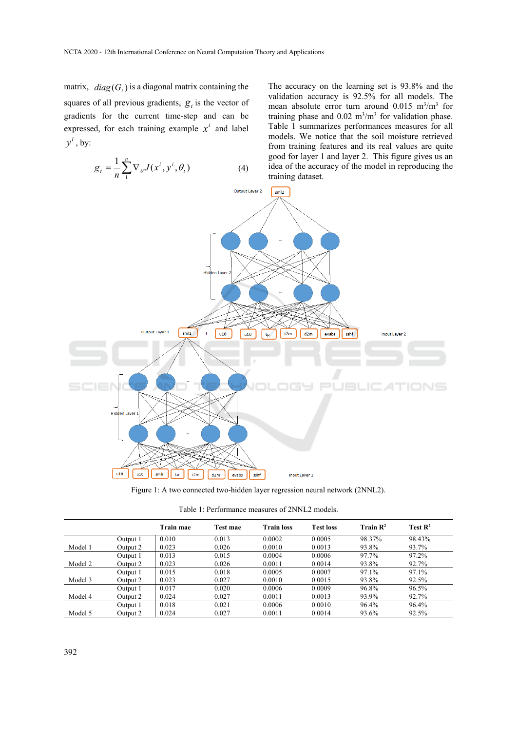matrix, $diag(G_t)$ is a diagonal matrix containing the squares of all previous gradients, $g_t$ is the vector of gradients for the current time-step and can be expressed, for each training example $x^i$ and label $y^i$, by:

$$g_t = \frac{1}{n}\sum_{1}^{n} \nabla_\theta J(x^i, y^i, \theta_t) \tag{4}$$

The accuracy on the learning set is 93.8% and the validation accuracy is 92.5% for all models. The mean absolute error turn around 0.015 $m^3/m^3$ for training phase and 0.02 $m^3/m^3$ for validation phase. Table 1 summarizes performances measures for all models. We notice that the soil moisture retrieved from training features and its real values are quite good for layer 1 and layer 2. This figure gives us an idea of the accuracy of the model in reproducing the training dataset.

Figure 1: A two connected two-hidden layer regression neural network (2NNL2).

Table 1: Performance measures of 2NNL2 models.

| | | Train mae | Test mae | Train loss | Test loss | Train $R^2$ | Test $R^2$ |
|---|---|---|---|---|---|---|---|
| Model 1 | Output 1 | 0.010 | 0.013 | 0.0002 | 0.0005 | 98.37% | 98.43% |
| | Output 2 | 0.023 | 0.026 | 0.0010 | 0.0013 | 93.8% | 93.7% |
| Model 2 | Output 1 | 0.013 | 0.015 | 0.0004 | 0.0006 | 97.7% | 97.2% |
| | Output 2 | 0.023 | 0.026 | 0.0011 | 0.0014 | 93.8% | 92.7% |
| Model 3 | Output 1 | 0.015 | 0.018 | 0.0005 | 0.0007 | 97.1% | 97.1% |
| | Output 2 | 0.023 | 0.027 | 0.0010 | 0.0015 | 93.8% | 92.5% |
| Model 4 | Output 1 | 0.017 | 0.020 | 0.0006 | 0.0009 | 96.8% | 96.5% |
| | Output 2 | 0.024 | 0.027 | 0.0011 | 0.0013 | 93.9% | 92.7% |
| Model 5 | Output 1 | 0.018 | 0.021 | 0.0006 | 0.0010 | 96.4% | 96.4% |
| | Output 2 | 0.024 | 0.027 | 0.0011 | 0.0014 | 93.6% | 92.5% |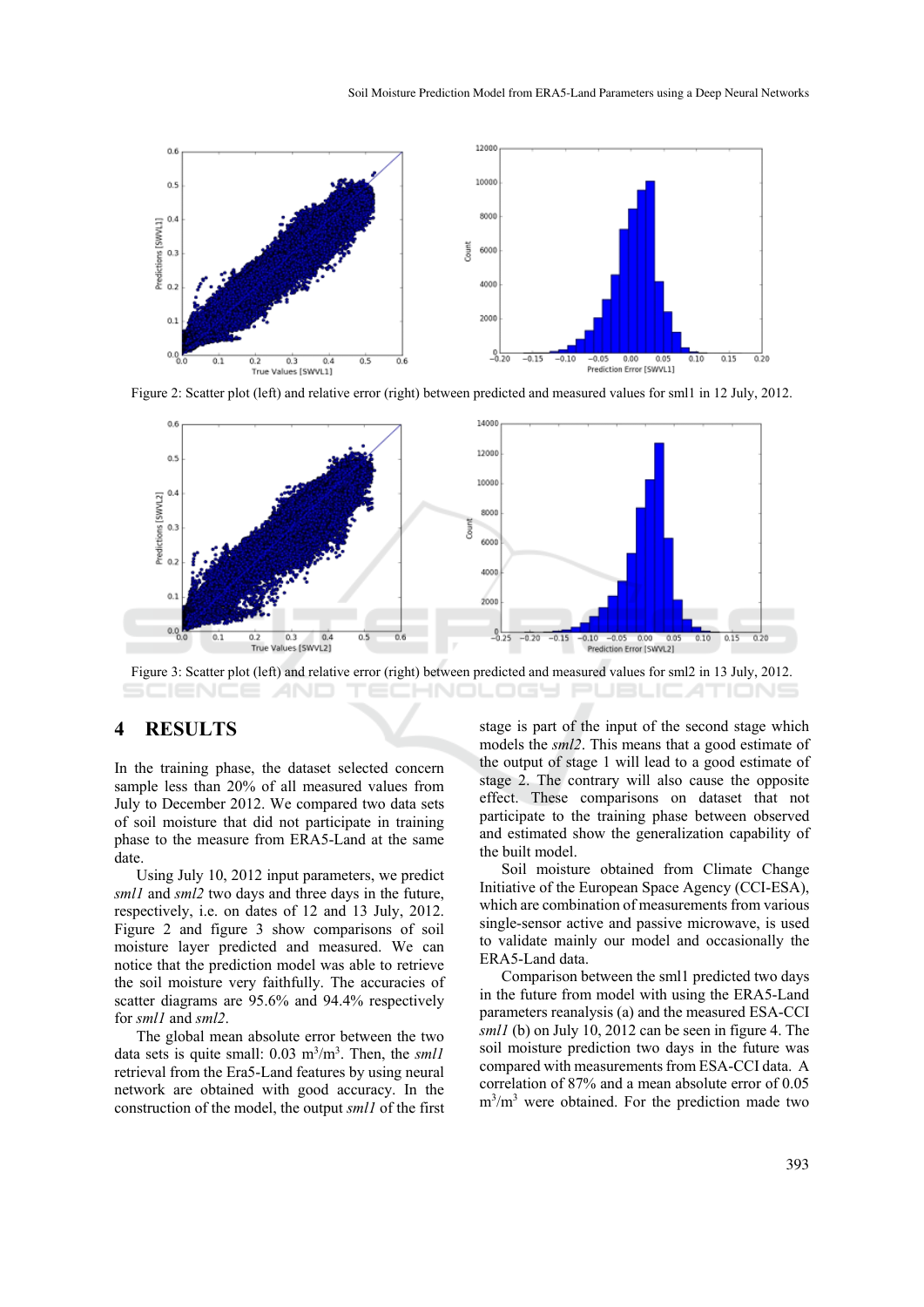Figure 2: Scatter plot (left) and relative error (right) between predicted and measured values for sml1 in 12 July, 2012.

Figure 3: Scatter plot (left) and relative error (right) between predicted and measured values for sml2 in 13 July, 2012.

## 4 RESULTS

In the training phase, the dataset selected concern sample less than 20% of all measured values from July to December 2012. We compared two data sets of soil moisture that did not participate in training phase to the measure from ERA5-Land at the same date.

Using July 10, 2012 input parameters, we predict *sml1* and *sml2* two days and three days in the future, respectively, i.e. on dates of 12 and 13 July, 2012. Figure 2 and figure 3 show comparisons of soil moisture layer predicted and measured. We can notice that the prediction model was able to retrieve the soil moisture very faithfully. The accuracies of scatter diagrams are 95.6% and 94.4% respectively for *sml1* and *sml2*.

The global mean absolute error between the two data sets is quite small: 0.03 $m^3/m^3$. Then, the *sml1* retrieval from the Era5-Land features by using neural network are obtained with good accuracy. In the construction of the model, the output *sml1* of the first stage is part of the input of the second stage which models the *sml2*. This means that a good estimate of the output of stage 1 will lead to a good estimate of stage 2. The contrary will also cause the opposite effect. These comparisons on dataset that not participate to the training phase between observed and estimated show the generalization capability of the built model.

Soil moisture obtained from Climate Change Initiative of the European Space Agency (CCI-ESA), which are combination of measurements from various single-sensor active and passive microwave, is used to validate mainly our model and occasionally the ERA5-Land data.

Comparison between the sml1 predicted two days in the future from model with using the ERA5-Land parameters reanalysis (a) and the measured ESA-CCI *sml1* (b) on July 10, 2012 can be seen in figure 4. The soil moisture prediction two days in the future was compared with measurements from ESA-CCI data. A correlation of 87% and a mean absolute error of 0.05 $m^3/m^3$ were obtained. For the prediction made two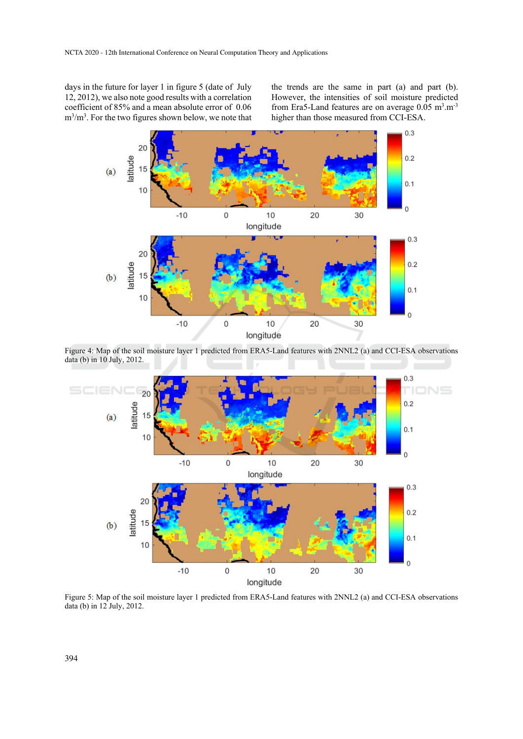days in the future for layer 1 in figure 5 (date of July 12, 2012), we also note good results with a correlation coefficient of 85% and a mean absolute error of 0.06 $m^3/m^3$. For the two figures shown below, we note that the trends are the same in part (a) and part (b). However, the intensities of soil moisture predicted from Era5-Land features are on average 0.05 $m^3.m^{-3}$ higher than those measured from CCI-ESA.

Figure 4: Map of the soil moisture layer 1 predicted from ERA5-Land features with 2NNL2 (a) and CCI-ESA observations data (b) in 10 July, 2012.

Figure 5: Map of the soil moisture layer 1 predicted from ERA5-Land features with 2NNL2 (a) and CCI-ESA observations data (b) in 12 July, 2012.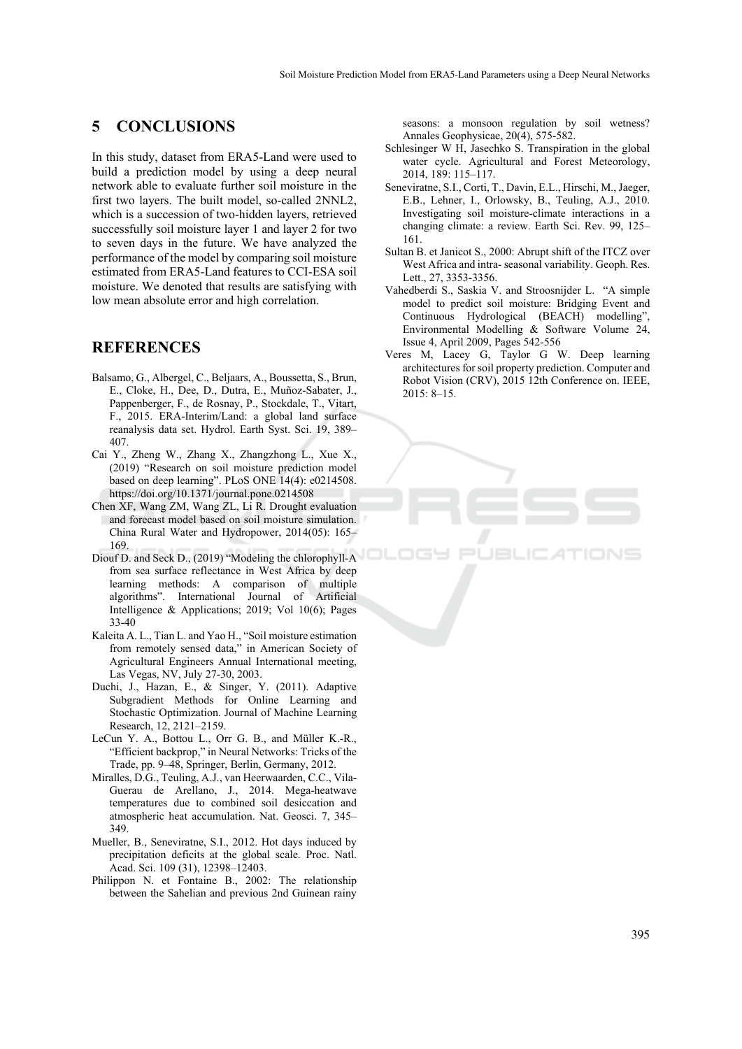## 5 CONCLUSIONS

In this study, dataset from ERA5-Land were used to build a prediction model by using a deep neural network able to evaluate further soil moisture in the first two layers. The built model, so-called 2NNL2, which is a succession of two-hidden layers, retrieved successfully soil moisture layer 1 and layer 2 for two to seven days in the future. We have analyzed the performance of the model by comparing soil moisture estimated from ERA5-Land features to CCI-ESA soil moisture. We denoted that results are satisfying with low mean absolute error and high correlation.

## REFERENCES

Balsamo, G., Albergel, C., Beljaars, A., Boussetta, S., Brun, E., Cloke, H., Dee, D., Dutra, E., Muñoz-Sabater, J., Pappenberger, F., de Rosnay, P., Stockdale, T., Vitart, F., 2015. ERA-Interim/Land: a global land surface reanalysis data set. Hydrol. Earth Syst. Sci. 19, 389–407.

Cai Y., Zheng W., Zhang X., Zhangzhong L., Xue X., (2019) "Research on soil moisture prediction model based on deep learning". PLoS ONE 14(4): e0214508. https://doi.org/10.1371/journal.pone.0214508

Chen XF, Wang ZM, Wang ZL, Li R. Drought evaluation and forecast model based on soil moisture simulation. China Rural Water and Hydropower, 2014(05): 165–169.

Diouf D. and Seck D., (2019) "Modeling the chlorophyll-A from sea surface reflectance in West Africa by deep learning methods: A comparison of multiple algorithms". International Journal of Artificial Intelligence & Applications; 2019; Vol 10(6); Pages 33-40

Kaleita A. L., Tian L. and Yao H., "Soil moisture estimation from remotely sensed data," in American Society of Agricultural Engineers Annual International meeting, Las Vegas, NV, July 27-30, 2003.

Duchi, J., Hazan, E., & Singer, Y. (2011). Adaptive Subgradient Methods for Online Learning and Stochastic Optimization. Journal of Machine Learning Research, 12, 2121–2159.

LeCun Y. A., Bottou L., Orr G. B., and Müller K.-R., "Efficient backprop," in Neural Networks: Tricks of the Trade, pp. 9–48, Springer, Berlin, Germany, 2012.

Miralles, D.G., Teuling, A.J., van Heerwaarden, C.C., Vila-Guerau de Arellano, J., 2014. Mega-heatwave temperatures due to combined soil desiccation and atmospheric heat accumulation. Nat. Geosci. 7, 345–349.

Mueller, B., Seneviratne, S.I., 2012. Hot days induced by precipitation deficits at the global scale. Proc. Natl. Acad. Sci. 109 (31), 12398–12403.

Philippon N. et Fontaine B., 2002: The relationship between the Sahelian and previous 2nd Guinean rainy seasons: a monsoon regulation by soil wetness? Annales Geophysicae, 20(4), 575-582.

Schlesinger W H, Jasechko S. Transpiration in the global water cycle. Agricultural and Forest Meteorology, 2014, 189: 115–117.

Seneviratne, S.I., Corti, T., Davin, E.L., Hirschi, M., Jaeger, E.B., Lehner, I., Orlowsky, B., Teuling, A.J., 2010. Investigating soil moisture-climate interactions in a changing climate: a review. Earth Sci. Rev. 99, 125–161.

Sultan B. et Janicot S., 2000: Abrupt shift of the ITCZ over West Africa and intra- seasonal variability. Geoph. Res. Lett., 27, 3353-3356.

Vahedberdi S., Saskia V. and Stroosnijder L. "A simple model to predict soil moisture: Bridging Event and Continuous Hydrological (BEACH) modelling", Environmental Modelling & Software Volume 24, Issue 4, April 2009, Pages 542-556

Veres M, Lacey G, Taylor G W. Deep learning architectures for soil property prediction. Computer and Robot Vision (CRV), 2015 12th Conference on. IEEE, 2015: 8–15.